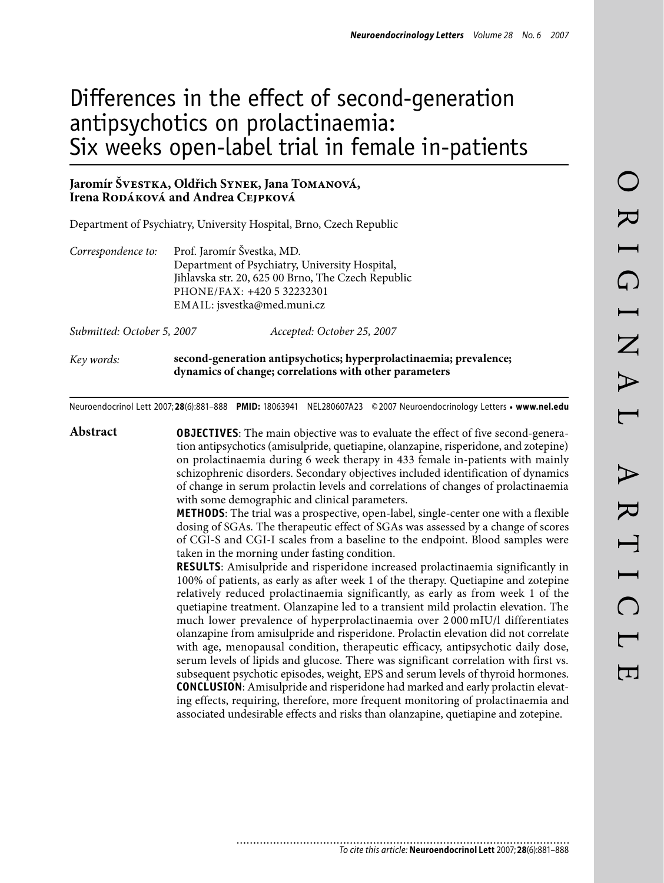# Differences in the effect of second-generation antipsychotics on prolactinaemia: Six weeks open-label trial in female in-patients

**Jaromír Švestka, Oldřich Synek, Jana Tomanová, Irena Rodáková and Andrea Cejpková**

Department of Psychiatry, University Hospital, Brno, Czech Republic

*Correspondence to:* Prof. Jaromír Švestka, MD.
Department of Psychiatry, University Hospital,
Jihlavska str. 20, 625 00 Brno, The Czech Republic
PHONE/FAX: +420 5 32232301
EMAIL: jsvestka@med.muni.cz

*Submitted: October 5, 2007* *Accepted: October 25, 2007*

*Key words:* **second-generation antipsychotics; hyperprolactinaemia; prevalence; dynamics of change; correlations with other parameters**

Neuroendocrinol Lett 2007; **28**(6):881–888 **PMID:** 18063941 NEL280607A23 ©2007 Neuroendocrinology Letters • **www.nel.edu**

## Abstract

**OBJECTIVES**: The main objective was to evaluate the effect of five second-generation antipsychotics (amisulpride, quetiapine, olanzapine, risperidone, and zotepine) on prolactinaemia during 6 week therapy in 433 female in-patients with mainly schizophrenic disorders. Secondary objectives included identification of dynamics of change in serum prolactin levels and correlations of changes of prolactinaemia with some demographic and clinical parameters.

**METHODS**: The trial was a prospective, open-label, single-center one with a flexible dosing of SGAs. The therapeutic effect of SGAs was assessed by a change of scores of CGI-S and CGI-I scales from a baseline to the endpoint. Blood samples were taken in the morning under fasting condition.

**RESULTS**: Amisulpride and risperidone increased prolactinaemia significantly in 100% of patients, as early as after week 1 of the therapy. Quetiapine and zotepine relatively reduced prolactinaemia significantly, as early as from week 1 of the quetiapine treatment. Olanzapine led to a transient mild prolactin elevation. The much lower prevalence of hyperprolactinaemia over 2 000 mIU/l differentiates olanzapine from amisulpride and risperidone. Prolactin elevation did not correlate with age, menopausal condition, therapeutic efficacy, antipsychotic daily dose, serum levels of lipids and glucose. There was significant correlation with first vs. subsequent psychotic episodes, weight, EPS and serum levels of thyroid hormones.

**CONCLUSION**: Amisulpride and risperidone had marked and early prolactin elevating effects, requiring, therefore, more frequent monitoring of prolactinaemia and associated undesirable effects and risks than olanzapine, quetiapine and zotepine.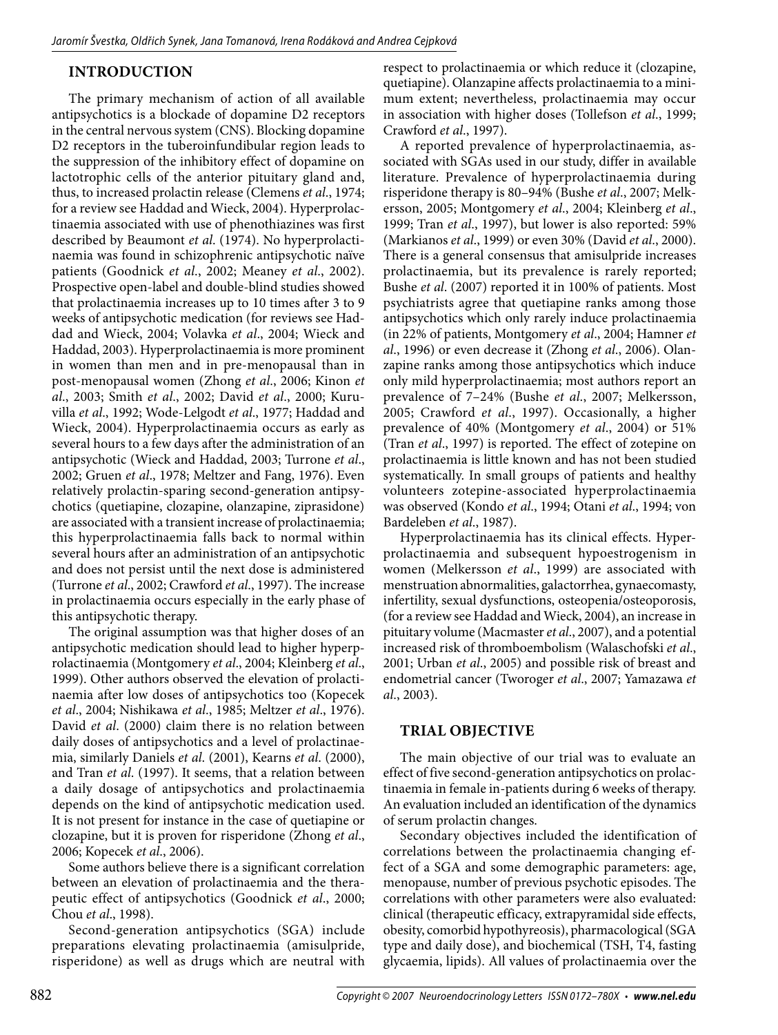## INTRODUCTION

The primary mechanism of action of all available antipsychotics is a blockade of dopamine D2 receptors in the central nervous system (CNS). Blocking dopamine D2 receptors in the tuberoinfundibular region leads to the suppression of the inhibitory effect of dopamine on lactotrophic cells of the anterior pituitary gland and, thus, to increased prolactin release (Clemens *et al*., 1974; for a review see Haddad and Wieck, 2004). Hyperprolactinaemia associated with use of phenothiazines was first described by Beaumont *et al.* (1974). No hyperprolactinaemia was found in schizophrenic antipsychotic naïve patients (Goodnick *et al*., 2002; Meaney *et al*., 2002). Prospective open-label and double-blind studies showed that prolactinaemia increases up to 10 times after 3 to 9 weeks of antipsychotic medication (for reviews see Haddad and Wieck, 2004; Volavka *et al*., 2004; Wieck and Haddad, 2003). Hyperprolactinaemia is more prominent in women than men and in pre-menopausal than in post-menopausal women (Zhong *et al*., 2006; Kinon *et al*., 2003; Smith *et al*., 2002; David *et al*., 2000; Kuruvilla *et al*., 1992; Wode-Lelgodt *et al*., 1977; Haddad and Wieck, 2004). Hyperprolactinaemia occurs as early as several hours to a few days after the administration of an antipsychotic (Wieck and Haddad, 2003; Turrone *et al*., 2002; Gruen *et al*., 1978; Meltzer and Fang, 1976). Even relatively prolactin-sparing second-generation antipsychotics (quetiapine, clozapine, olanzapine, ziprasidone) are associated with a transient increase of prolactinaemia; this hyperprolactinaemia falls back to normal within several hours after an administration of an antipsychotic and does not persist until the next dose is administered (Turrone *et al*., 2002; Crawford *et al*., 1997). The increase in prolactinaemia occurs especially in the early phase of this antipsychotic therapy.

The original assumption was that higher doses of an antipsychotic medication should lead to higher hyperprolactinaemia (Montgomery *et al*., 2004; Kleinberg *et al*., 1999). Other authors observed the elevation of prolactinaemia after low doses of antipsychotics too (Kopecek *et al*., 2004; Nishikawa *et al*., 1985; Meltzer *et al*., 1976). David *et al*. (2000) claim there is no relation between daily doses of antipsychotics and a level of prolactinaemia, similarly Daniels *et al*. (2001), Kearns *et al*. (2000), and Tran *et al*. (1997). It seems, that a relation between a daily dosage of antipsychotics and prolactinaemia depends on the kind of antipsychotic medication used. It is not present for instance in the case of quetiapine or clozapine, but it is proven for risperidone (Zhong *et al*., 2006; Kopecek *et al*., 2006).

Some authors believe there is a significant correlation between an elevation of prolactinaemia and the therapeutic effect of antipsychotics (Goodnick *et al*., 2000; Chou *et al*., 1998).

Second-generation antipsychotics (SGA) include preparations elevating prolactinaemia (amisulpride, risperidone) as well as drugs which are neutral with respect to prolactinaemia or which reduce it (clozapine, quetiapine). Olanzapine affects prolactinaemia to a minimum extent; nevertheless, prolactinaemia may occur in association with higher doses (Tollefson *et al*., 1999; Crawford *et al*., 1997).

A reported prevalence of hyperprolactinaemia, associated with SGAs used in our study, differ in available literature. Prevalence of hyperprolactinaemia during risperidone therapy is 80–94% (Bushe *et al*., 2007; Melkersson, 2005; Montgomery *et al*., 2004; Kleinberg *et al*., 1999; Tran *et al*., 1997), but lower is also reported: 59% (Markianos *et al*., 1999) or even 30% (David *et al*., 2000). There is a general consensus that amisulpride increases prolactinaemia, but its prevalence is rarely reported; Bushe *et al*. (2007) reported it in 100% of patients. Most psychiatrists agree that quetiapine ranks among those antipsychotics which only rarely induce prolactinaemia (in 22% of patients, Montgomery *et al*., 2004; Hamner *et al*., 1996) or even decrease it (Zhong *et al*., 2006). Olanzapine ranks among those antipsychotics which induce only mild hyperprolactinaemia; most authors report an prevalence of 7–24% (Bushe *et al*., 2007; Melkersson, 2005; Crawford *et al*., 1997). Occasionally, a higher prevalence of 40% (Montgomery *et al*., 2004) or 51% (Tran *et al*., 1997) is reported. The effect of zotepine on prolactinaemia is little known and has not been studied systematically. In small groups of patients and healthy volunteers zotepine-associated hyperprolactinaemia was observed (Kondo *et al*., 1994; Otani *et al*., 1994; von Bardeleben *et al*., 1987).

Hyperprolactinaemia has its clinical effects. Hyperprolactinaemia and subsequent hypoestrogenism in women (Melkersson *et al*., 1999) are associated with menstruation abnormalities, galactorrhea, gynaecomasty, infertility, sexual dysfunctions, osteopenia/osteoporosis, (for a review see Haddad and Wieck, 2004), an increase in pituitary volume (Macmaster *et al*., 2007), and a potential increased risk of thromboembolism (Walaschofski *et al*., 2001; Urban *et al*., 2005) and possible risk of breast and endometrial cancer (Tworoger *et al*., 2007; Yamazawa *et al*., 2003).

## TRIAL OBJECTIVE

The main objective of our trial was to evaluate an effect of five second-generation antipsychotics on prolactinaemia in female in-patients during 6 weeks of therapy. An evaluation included an identification of the dynamics of serum prolactin changes.

Secondary objectives included the identification of correlations between the prolactinaemia changing effect of a SGA and some demographic parameters: age, menopause, number of previous psychotic episodes. The correlations with other parameters were also evaluated: clinical (therapeutic efficacy, extrapyramidal side effects, obesity, comorbid hypothyreosis), pharmacological (SGA type and daily dose), and biochemical (TSH, T4, fasting glycaemia, lipids). All values of prolactinaemia over the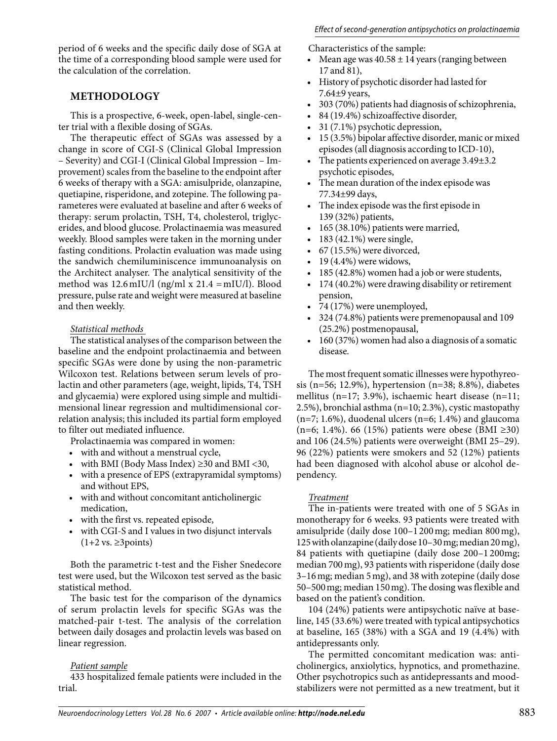period of 6 weeks and the specific daily dose of SGA at the time of a corresponding blood sample were used for the calculation of the correlation.

## METHODOLOGY

This is a prospective, 6-week, open-label, single-center trial with a flexible dosing of SGAs.

The therapeutic effect of SGAs was assessed by a change in score of CGI-S (Clinical Global Impression – Severity) and CGI-I (Clinical Global Impression – Improvement) scales from the baseline to the endpoint after 6 weeks of therapy with a SGA: amisulpride, olanzapine, quetiapine, risperidone, and zotepine. The following parameteres were evaluated at baseline and after 6 weeks of therapy: serum prolactin, TSH, T4, cholesterol, triglycerides, and blood glucose. Prolactinaemia was measured weekly. Blood samples were taken in the morning under fasting conditions. Prolactin evaluation was made using the sandwich chemiluminiscence immunoanalysis on the Architect analyser. The analytical sensitivity of the method was 12.6 mIU/l (ng/ml x 21.4 = mIU/l). Blood pressure, pulse rate and weight were measured at baseline and then weekly.

*Statistical methods*

The statistical analyses of the comparison between the baseline and the endpoint prolactinaemia and between specific SGAs were done by using the non-parametric Wilcoxon test. Relations between serum levels of prolactin and other parameters (age, weight, lipids, T4, TSH and glycaemia) were explored using simple and multidimensional linear regression and multidimensional correlation analysis; this included its partial form employed to filter out mediated influence.

Prolactinaemia was compared in women:

- with and without a menstrual cycle,
- with BMI (Body Mass Index) ≥30 and BMI <30,
- with a presence of EPS (extrapyramidal symptoms) and without EPS,
- with and without concomitant anticholinergic medication,
- with the first vs. repeated episode,
- with CGI-S and I values in two disjunct intervals (1+2 vs. ≥3points)

Both the parametric t-test and the Fisher Snedecore test were used, but the Wilcoxon test served as the basic statistical method.

The basic test for the comparison of the dynamics of serum prolactin levels for specific SGAs was the matched-pair t-test. The analysis of the correlation between daily dosages and prolactin levels was based on linear regression.

*Patient sample*

433 hospitalized female patients were included in the trial.

Characteristics of the sample:

- Mean age was 40.58 ± 14 years (ranging between 17 and 81),
- History of psychotic disorder had lasted for 7.64±9 years,
- 303 (70%) patients had diagnosis of schizophrenia,
- 84 (19.4%) schizoaffective disorder,
- 31 (7.1%) psychotic depression,
- 15 (3.5%) bipolar affective disorder, manic or mixed episodes (all diagnosis according to ICD-10),
- The patients experienced on average 3.49±3.2 psychotic episodes,
- The mean duration of the index episode was 77.34±99 days,
- The index episode was the first episode in 139 (32%) patients,
- 165 (38.10%) patients were married,
- 183 (42.1%) were single,
- 67 (15.5%) were divorced,
- 19 (4.4%) were widows,
- 185 (42.8%) women had a job or were students,
- 174 (40.2%) were drawing disability or retirement pension,
- 74 (17%) were unemployed,
- 324 (74.8%) patients were premenopausal and 109 (25.2%) postmenopausal,
- 160 (37%) women had also a diagnosis of a somatic disease.

The most frequent somatic illnesses were hypothyreosis (n=56; 12.9%), hypertension (n=38; 8.8%), diabetes mellitus (n=17; 3.9%), ischaemic heart disease (n=11; 2.5%), bronchial asthma (n=10; 2.3%), cystic mastopathy (n=7; 1.6%), duodenal ulcers (n=6; 1.4%) and glaucoma (n=6; 1.4%). 66 (15%) patients were obese (BMI ≥30) and 106 (24.5%) patients were overweight (BMI 25–29). 96 (22%) patients were smokers and 52 (12%) patients had been diagnosed with alcohol abuse or alcohol dependency.

*Treatment*

The in-patients were treated with one of 5 SGAs in monotherapy for 6 weeks. 93 patients were treated with amisulpride (daily dose 100–1 200 mg; median 800 mg), 125 with olanzapine (daily dose 10–30 mg; median 20 mg), 84 patients with quetiapine (daily dose 200–1 200mg; median 700 mg), 93 patients with risperidone (daily dose 3–16 mg; median 5 mg), and 38 with zotepine (daily dose 50–500 mg; median 150 mg). The dosing was flexible and based on the patient's condition.

104 (24%) patients were antipsychotic naïve at baseline, 145 (33.6%) were treated with typical antipsychotics at baseline, 165 (38%) with a SGA and 19 (4.4%) with antidepressants only.

The permitted concomitant medication was: anticholinergics, anxiolytics, hypnotics, and promethazine. Other psychotropics such as antidepressants and mood-stabilizers were not permitted as a new treatment, but it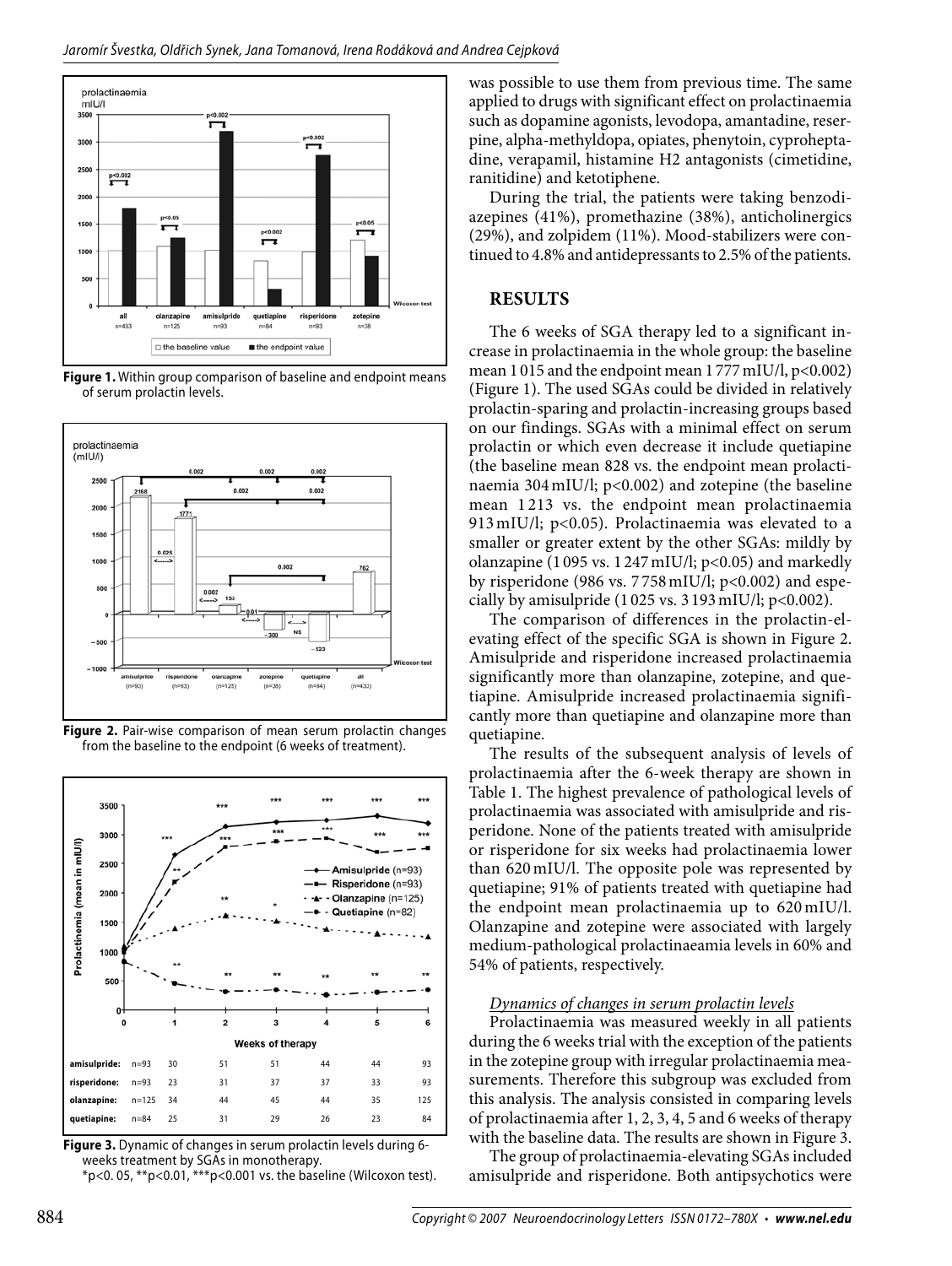**Figure 1.** Within group comparison of baseline and endpoint means of serum prolactin levels.

**Figure 2.** Pair-wise comparison of mean serum prolactin changes from the baseline to the endpoint (6 weeks of treatment).

| | 0 | 1 | 2 | 3 | 4 | 5 | 6 |
|---|---|---|---|---|---|---|---|
| amisulpride: | n=93 | 30 | 51 | 51 | 44 | 44 | 93 |
| risperidone: | n=93 | 23 | 31 | 37 | 37 | 33 | 93 |
| olanzapine: | n=125 | 34 | 44 | 45 | 44 | 35 | 125 |
| quetiapine: | n=84 | 25 | 31 | 29 | 26 | 23 | 84 |

**Figure 3.** Dynamic of changes in serum prolactin levels during 6-weeks treatment by SGAs in monotherapy.
*p<0. 05, **p<0.01, ***p<0.001 vs. the baseline (Wilcoxon test).

was possible to use them from previous time. The same applied to drugs with significant effect on prolactinaemia such as dopamine agonists, levodopa, amantadine, reserpine, alpha-methyldopa, opiates, phenytoin, cyproheptadine, verapamil, histamine H2 antagonists (cimetidine, ranitidine) and ketotiphene.

During the trial, the patients were taking benzodiazepines (41%), promethazine (38%), anticholinergics (29%), and zolpidem (11%). Mood-stabilizers were continued to 4.8% and antidepressants to 2.5% of the patients.

## RESULTS

The 6 weeks of SGA therapy led to a significant increase in prolactinaemia in the whole group: the baseline mean 1 015 and the endpoint mean 1 777 mIU/l, p<0.002) (Figure 1). The used SGAs could be divided in relatively prolactin-sparing and prolactin-increasing groups based on our findings. SGAs with a minimal effect on serum prolactin or which even decrease it include quetiapine (the baseline mean 828 vs. the endpoint mean prolactinaemia 304 mIU/l; p<0.002) and zotepine (the baseline mean 1 213 vs. the endpoint mean prolactinaemia 913 mIU/l; p<0.05). Prolactinaemia was elevated to a smaller or greater extent by the other SGAs: mildly by olanzapine (1 095 vs. 1 247 mIU/l; p<0.05) and markedly by risperidone (986 vs. 7 758 mIU/l; p<0.002) and especially by amisulpride (1 025 vs. 3 193 mIU/l; p<0.002).

The comparison of differences in the prolactin-elevating effect of the specific SGA is shown in Figure 2. Amisulpride and risperidone increased prolactinaemia significantly more than olanzapine, zotepine, and quetiapine. Amisulpride increased prolactinaemia significantly more than quetiapine and olanzapine more than quetiapine.

The results of the subsequent analysis of levels of prolactinaemia after the 6-week therapy are shown in Table 1. The highest prevalence of pathological levels of prolactinaemia was associated with amisulpride and risperidone. None of the patients treated with amisulpride or risperidone for six weeks had prolactinaemia lower than 620 mIU/l. The opposite pole was represented by quetiapine; 91% of patients treated with quetiapine had the endpoint mean prolactinaemia up to 620 mIU/l. Olanzapine and zotepine were associated with largely medium-pathological prolactinaeamia levels in 60% and 54% of patients, respectively.

### Dynamics of changes in serum prolactin levels

Prolactinaemia was measured weekly in all patients during the 6 weeks trial with the exception of the patients in the zotepine group with irregular prolactinaemia measurements. Therefore this subgroup was excluded from this analysis. The analysis consisted in comparing levels of prolactinaemia after 1, 2, 3, 4, 5 and 6 weeks of therapy with the baseline data. The results are shown in Figure 3.

The group of prolactinaemia-elevating SGAs included amisulpride and risperidone. Both antipsychotics were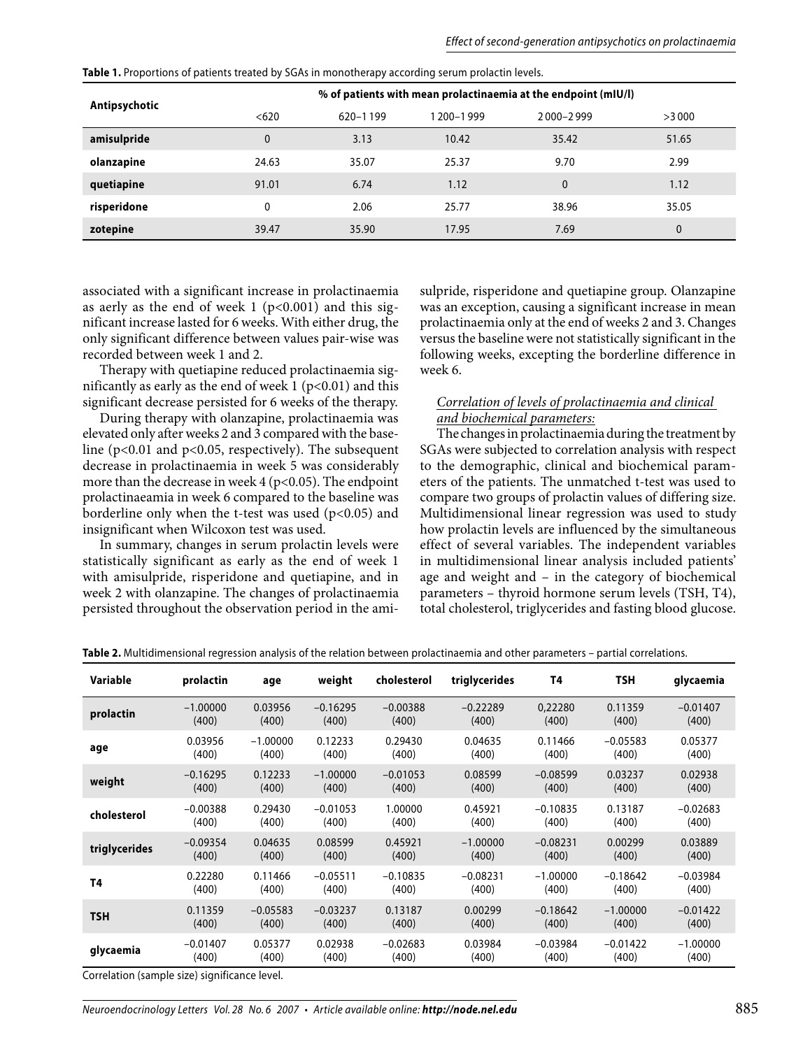**Table 1.** Proportions of patients treated by SGAs in monotherapy according serum prolactin levels.

| Antipsychotic | % of patients with mean prolactinaemia at the endpoint (mIU/l) | | | | |
|---|---|---|---|---|---|
| | <620 | 620–1 199 | 1 200–1 999 | 2 000–2 999 | >3 000 |
| **amisulpride** | 0 | 3.13 | 10.42 | 35.42 | 51.65 |
| **olanzapine** | 24.63 | 35.07 | 25.37 | 9.70 | 2.99 |
| **quetiapine** | 91.01 | 6.74 | 1.12 | 0 | 1.12 |
| **risperidone** | 0 | 2.06 | 25.77 | 38.96 | 35.05 |
| **zotepine** | 39.47 | 35.90 | 17.95 | 7.69 | 0 |

associated with a significant increase in prolactinaemia as aerly as the end of week 1 ($p<0.001$) and this significant increase lasted for 6 weeks. With either drug, the only significant difference between values pair-wise was recorded between week 1 and 2.

Therapy with quetiapine reduced prolactinaemia significantly as early as the end of week 1 ($p<0.01$) and this significant decrease persisted for 6 weeks of the therapy.

During therapy with olanzapine, prolactinaemia was elevated only after weeks 2 and 3 compared with the baseline ($p<0.01$ and $p<0.05$, respectively). The subsequent decrease in prolactinaemia in week 5 was considerably more than the decrease in week 4 ($p<0.05$). The endpoint prolactinaeamia in week 6 compared to the baseline was borderline only when the t-test was used ($p<0.05$) and insignificant when Wilcoxon test was used.

In summary, changes in serum prolactin levels were statistically significant as early as the end of week 1 with amisulpride, risperidone and quetiapine, and in week 2 with olanzapine. The changes of prolactinaemia persisted throughout the observation period in the amisulpride, risperidone and quetiapine group. Olanzapine was an exception, causing a significant increase in mean prolactinaemia only at the end of weeks 2 and 3. Changes versus the baseline were not statistically significant in the following weeks, excepting the borderline difference in week 6.

*Correlation of levels of prolactinaemia and clinical and biochemical parameters:*

The changes in prolactinaemia during the treatment by SGAs were subjected to correlation analysis with respect to the demographic, clinical and biochemical parameters of the patients. The unmatched t-test was used to compare two groups of prolactin values of differing size. Multidimensional linear regression was used to study how prolactin levels are influenced by the simultaneous effect of several variables. The independent variables in multidimensional linear analysis included patients' age and weight and – in the category of biochemical parameters – thyroid hormone serum levels (TSH, T4), total cholesterol, triglycerides and fasting blood glucose.

**Table 2.** Multidimensional regression analysis of the relation between prolactinaemia and other parameters – partial correlations.

| Variable | prolactin | age | weight | cholesterol | triglycerides | T4 | TSH | glycaemia |
|---|---|---|---|---|---|---|---|---|
| **prolactin** | −1.00000 (400) | 0.03956 (400) | −0.16295 (400) | −0.00388 (400) | −0.22289 (400) | 0,22280 (400) | 0.11359 (400) | −0.01407 (400) |
| **age** | 0.03956 (400) | −1.00000 (400) | 0.12233 (400) | 0.29430 (400) | 0.04635 (400) | 0.11466 (400) | −0.05583 (400) | 0.05377 (400) |
| **weight** | −0.16295 (400) | 0.12233 (400) | −1.00000 (400) | −0.01053 (400) | 0.08599 (400) | −0.08599 (400) | 0.03237 (400) | 0.02938 (400) |
| **cholesterol** | −0.00388 (400) | 0.29430 (400) | −0.01053 (400) | 1.00000 (400) | 0.45921 (400) | −0.10835 (400) | 0.13187 (400) | −0.02683 (400) |
| **triglycerides** | −0.09354 (400) | 0.04635 (400) | 0.08599 (400) | 0.45921 (400) | −1.00000 (400) | −0.08231 (400) | 0.00299 (400) | 0.03889 (400) |
| **T4** | 0.22280 (400) | 0.11466 (400) | −0.05511 (400) | −0.10835 (400) | −0.08231 (400) | −1.00000 (400) | −0.18642 (400) | −0.03984 (400) |
| **TSH** | 0.11359 (400) | −0.05583 (400) | −0.03237 (400) | 0.13187 (400) | 0.00299 (400) | −0.18642 (400) | −1.00000 (400) | −0.01422 (400) |
| **glycaemia** | −0.01407 (400) | 0.05377 (400) | 0.02938 (400) | −0.02683 (400) | 0.03984 (400) | −0.03984 (400) | −0.01422 (400) | −1.00000 (400) |

Correlation (sample size) significance level.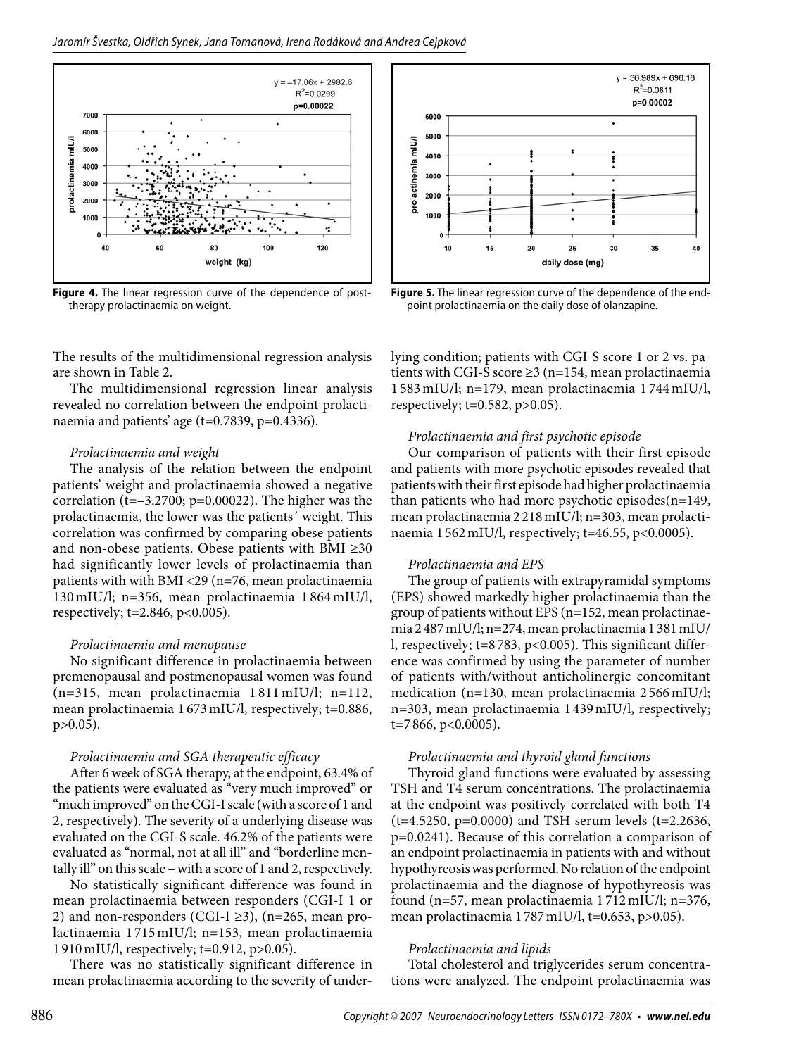**Figure 4.** The linear regression curve of the dependence of post-therapy prolactinaemia on weight.

**Figure 5.** The linear regression curve of the dependence of the endpoint prolactinaemia on the daily dose of olanzapine.

The results of the multidimensional regression analysis are shown in Table 2.

The multidimensional regression linear analysis revealed no correlation between the endpoint prolactinaemia and patients' age (t=0.7839, p=0.4336).

*Prolactinaemia and weight*

The analysis of the relation between the endpoint patients' weight and prolactinaemia showed a negative correlation (t=–3.2700; p=0.00022). The higher was the prolactinaemia, the lower was the patients´ weight. This correlation was confirmed by comparing obese patients and non-obese patients. Obese patients with BMI ≥30 had significantly lower levels of prolactinaemia than patients with with BMI <29 (n=76, mean prolactinaemia 130 mIU/l; n=356, mean prolactinaemia 1 864 mIU/l, respectively; t=2.846, p<0.005).

*Prolactinaemia and menopause*

No significant difference in prolactinaemia between premenopausal and postmenopausal women was found (n=315, mean prolactinaemia 1 811 mIU/l; n=112, mean prolactinaemia 1 673 mIU/l, respectively; t=0.886, p>0.05).

*Prolactinaemia and SGA therapeutic efficacy*

After 6 week of SGA therapy, at the endpoint, 63.4% of the patients were evaluated as "very much improved" or "much improved" on the CGI-I scale (with a score of 1 and 2, respectively). The severity of a underlying disease was evaluated on the CGI-S scale. 46.2% of the patients were evaluated as "normal, not at all ill" and "borderline mentally ill" on this scale – with a score of 1 and 2, respectively.

No statistically significant difference was found in mean prolactinaemia between responders (CGI-I 1 or 2) and non-responders (CGI-I ≥3), (n=265, mean prolactinaemia 1 715 mIU/l; n=153, mean prolactinaemia 1 910 mIU/l, respectively; t=0.912, p>0.05).

There was no statistically significant difference in mean prolactinaemia according to the severity of underlying condition; patients with CGI-S score 1 or 2 vs. patients with CGI-S score ≥3 (n=154, mean prolactinaemia 1 583 mIU/l; n=179, mean prolactinaemia 1 744 mIU/l, respectively; t=0.582, p>0.05).

*Prolactinaemia and first psychotic episode*

Our comparison of patients with their first episode and patients with more psychotic episodes revealed that patients with their first episode had higher prolactinaemia than patients who had more psychotic episodes(n=149, mean prolactinaemia 2 218 mIU/l; n=303, mean prolactinaemia 1 562 mIU/l, respectively; t=46.55, p<0.0005).

*Prolactinaemia and EPS*

The group of patients with extrapyramidal symptoms (EPS) showed markedly higher prolactinaemia than the group of patients without EPS (n=152, mean prolactinaemia 2 487 mIU/l; n=274, mean prolactinaemia 1 381 mIU/l, respectively; t=8 783, p<0.005). This significant difference was confirmed by using the parameter of number of patients with/without anticholinergic concomitant medication (n=130, mean prolactinaemia 2 566 mIU/l; n=303, mean prolactinaemia 1 439 mIU/l, respectively; t=7 866, p<0.0005).

*Prolactinaemia and thyroid gland functions*

Thyroid gland functions were evaluated by assessing TSH and T4 serum concentrations. The prolactinaemia at the endpoint was positively correlated with both T4 (t=4.5250, p=0.0000) and TSH serum levels (t=2.2636, p=0.0241). Because of this correlation a comparison of an endpoint prolactinaemia in patients with and without hypothyreosis was performed. No relation of the endpoint prolactinaemia and the diagnose of hypothyreosis was found (n=57, mean prolactinaemia 1 712 mIU/l; n=376, mean prolactinaemia 1 787 mIU/l, t=0.653, p>0.05).

*Prolactinaemia and lipids*

Total cholesterol and triglycerides serum concentrations were analyzed. The endpoint prolactinaemia was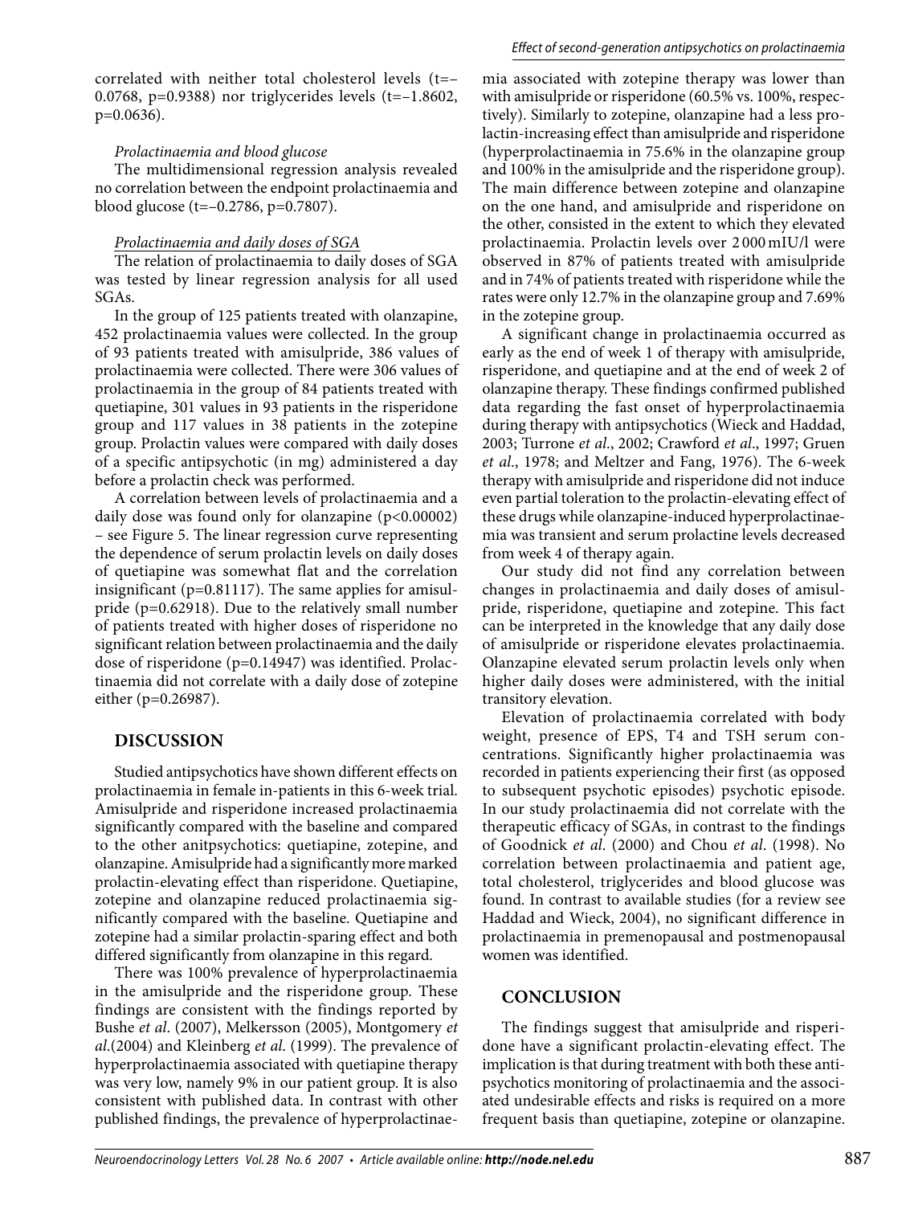correlated with neither total cholesterol levels ($t=-0.0768$, $p=0.9388$) nor triglycerides levels ($t=-1.8602$, $p=0.0636$).

*Prolactinaemia and blood glucose*

The multidimensional regression analysis revealed no correlation between the endpoint prolactinaemia and blood glucose ($t=-0.2786$, $p=0.7807$).

*Prolactinaemia and daily doses of SGA*

The relation of prolactinaemia to daily doses of SGA was tested by linear regression analysis for all used SGAs.

In the group of 125 patients treated with olanzapine, 452 prolactinaemia values were collected. In the group of 93 patients treated with amisulpride, 386 values of prolactinaemia were collected. There were 306 values of prolactinaemia in the group of 84 patients treated with quetiapine, 301 values in 93 patients in the risperidone group and 117 values in 38 patients in the zotepine group. Prolactin values were compared with daily doses of a specific antipsychotic (in mg) administered a day before a prolactin check was performed.

A correlation between levels of prolactinaemia and a daily dose was found only for olanzapine ($p<0.00002$) – see Figure 5. The linear regression curve representing the dependence of serum prolactin levels on daily doses of quetiapine was somewhat flat and the correlation insignificant ($p=0.81117$). The same applies for amisulpride ($p=0.62918$). Due to the relatively small number of patients treated with higher doses of risperidone no significant relation between prolactinaemia and the daily dose of risperidone ($p=0.14947$) was identified. Prolactinaemia did not correlate with a daily dose of zotepine either ($p=0.26987$).

## DISCUSSION

Studied antipsychotics have shown different effects on prolactinaemia in female in-patients in this 6-week trial. Amisulpride and risperidone increased prolactinaemia significantly compared with the baseline and compared to the other anitpsychotics: quetiapine, zotepine, and olanzapine. Amisulpride had a significantly more marked prolactin-elevating effect than risperidone. Quetiapine, zotepine and olanzapine reduced prolactinaemia significantly compared with the baseline. Quetiapine and zotepine had a similar prolactin-sparing effect and both differed significantly from olanzapine in this regard.

There was 100% prevalence of hyperprolactinaemia in the amisulpride and the risperidone group. These findings are consistent with the findings reported by Bushe *et al*. (2007), Melkersson (2005), Montgomery *et al*.(2004) and Kleinberg *et al*. (1999). The prevalence of hyperprolactinaemia associated with quetiapine therapy was very low, namely 9% in our patient group. It is also consistent with published data. In contrast with other published findings, the prevalence of hyperprolactinaemia associated with zotepine therapy was lower than with amisulpride or risperidone (60.5% vs. 100%, respectively). Similarly to zotepine, olanzapine had a less prolactin-increasing effect than amisulpride and risperidone (hyperprolactinaemia in 75.6% in the olanzapine group and 100% in the amisulpride and the risperidone group). The main difference between zotepine and olanzapine on the one hand, and amisulpride and risperidone on the other, consisted in the extent to which they elevated prolactinaemia. Prolactin levels over 2 000 mIU/l were observed in 87% of patients treated with amisulpride and in 74% of patients treated with risperidone while the rates were only 12.7% in the olanzapine group and 7.69% in the zotepine group.

A significant change in prolactinaemia occurred as early as the end of week 1 of therapy with amisulpride, risperidone, and quetiapine and at the end of week 2 of olanzapine therapy. These findings confirmed published data regarding the fast onset of hyperprolactinaemia during therapy with antipsychotics (Wieck and Haddad, 2003; Turrone *et al*., 2002; Crawford *et al*., 1997; Gruen *et al*., 1978; and Meltzer and Fang, 1976). The 6-week therapy with amisulpride and risperidone did not induce even partial toleration to the prolactin-elevating effect of these drugs while olanzapine-induced hyperprolactinaemia was transient and serum prolactine levels decreased from week 4 of therapy again.

Our study did not find any correlation between changes in prolactinaemia and daily doses of amisulpride, risperidone, quetiapine and zotepine. This fact can be interpreted in the knowledge that any daily dose of amisulpride or risperidone elevates prolactinaemia. Olanzapine elevated serum prolactin levels only when higher daily doses were administered, with the initial transitory elevation.

Elevation of prolactinaemia correlated with body weight, presence of EPS, T4 and TSH serum concentrations. Significantly higher prolactinaemia was recorded in patients experiencing their first (as opposed to subsequent psychotic episodes) psychotic episode. In our study prolactinaemia did not correlate with the therapeutic efficacy of SGAs, in contrast to the findings of Goodnick *et al*. (2000) and Chou *et al*. (1998). No correlation between prolactinaemia and patient age, total cholesterol, triglycerides and blood glucose was found. In contrast to available studies (for a review see Haddad and Wieck, 2004), no significant difference in prolactinaemia in premenopausal and postmenopausal women was identified.

## CONCLUSION

The findings suggest that amisulpride and risperidone have a significant prolactin-elevating effect. The implication is that during treatment with both these antipsychotics monitoring of prolactinaemia and the associated undesirable effects and risks is required on a more frequent basis than quetiapine, zotepine or olanzapine.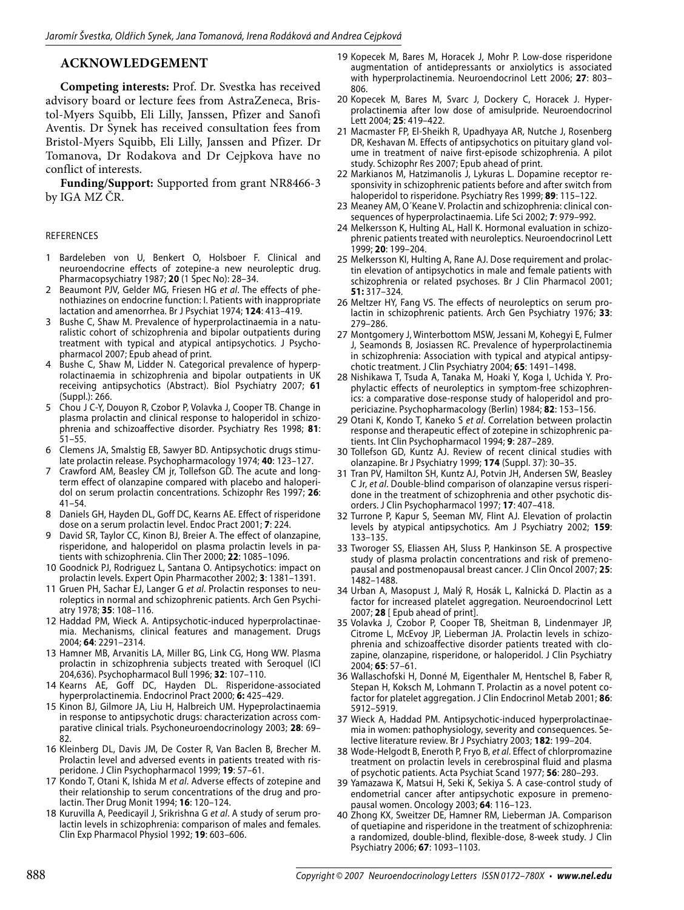## ACKNOWLEDGEMENT

**Competing interests:** Prof. Dr. Svestka has received advisory board or lecture fees from AstraZeneca, Bristol-Myers Squibb, Eli Lilly, Janssen, Pfizer and Sanofi Aventis. Dr Synek has received consultation fees from Bristol-Myers Squibb, Eli Lilly, Janssen and Pfizer. Dr Tomanova, Dr Rodakova and Dr Cejpkova have no conflict of interests.

**Funding/Support:** Supported from grant NR8466-3 by IGA MZ ČR.

REFERENCES

1 Bardeleben von U, Benkert O, Holsboer F. Clinical and neuroendocrine effects of zotepine-a new neuroleptic drug. Pharmacopsychiatry 1987; **20** (1 Spec No): 28–34.
2 Beaumont PJV, Gelder MG, Friesen HG *et al*. The effects of phenothiazines on endocrine function: I. Patients with inappropriate lactation and amenorrhea. Br J Psychiat 1974; **124**: 413–419.
3 Bushe C, Shaw M. Prevalence of hyperprolactinaemia in a naturalistic cohort of schizophrenia and bipolar outpatients during treatment with typical and atypical antipsychotics. J Psychopharmacol 2007; Epub ahead of print.
4 Bushe C, Shaw M, Lidder N. Categorical prevalence of hyperprolactinaemia in schizophrenia and bipolar outpatients in UK receiving antipsychotics (Abstract). Biol Psychiatry 2007; **61** (Suppl.): 266.
5 Chou J C-Y, Douyon R, Czobor P, Volavka J, Cooper TB. Change in plasma prolactin and clinical response to haloperidol in schizophrenia and schizoaffective disorder. Psychiatry Res 1998; **81**: 51–55.
6 Clemens JA, Smalstig EB, Sawyer BD. Antipsychotic drugs stimulate prolactin release. Psychopharmacology 1974; **40**: 123–127.
7 Crawford AM, Beasley CM jr, Tollefson GD. The acute and long-term effect of olanzapine compared with placebo and haloperidol on serum prolactin concentrations. Schizophr Res 1997; **26**: 41–54.
8 Daniels GH, Hayden DL, Goff DC, Kearns AE. Effect of risperidone dose on a serum prolactin level. Endoc Pract 2001; **7**: 224.
9 David SR, Taylor CC, Kinon BJ, Breier A. The effect of olanzapine, risperidone, and haloperidol on plasma prolactin levels in patients with schizophrenia. Clin Ther 2000; **22**: 1085–1096.
10 Goodnick PJ, Rodriguez L, Santana O. Antipsychotics: impact on prolactin levels. Expert Opin Pharmacother 2002; **3**: 1381–1391.
11 Gruen PH, Sachar EJ, Langer G *et al*. Prolactin responses to neuroleptics in normal and schizophrenic patients. Arch Gen Psychiatry 1978; **35**: 108–116.
12 Haddad PM, Wieck A. Antipsychotic-induced hyperprolactinaemia. Mechanisms, clinical features and management. Drugs 2004; **64**: 2291–2314.
13 Hamner MB, Arvanitis LA, Miller BG, Link CG, Hong WW. Plasma prolactin in schizophrenia subjects treated with Seroquel (ICI 204,636). Psychopharmacol Bull 1996; **32**: 107–110.
14 Kearns AE, Goff DC, Hayden DL. Risperidone-associated hyperprolactinemia. Endocrinol Pract 2000; **6:** 425–429.
15 Kinon BJ, Gilmore JA, Liu H, Halbreich UM. Hypeprolactinaemia in response to antipsychotic drugs: characterization across comparative clinical trials. Psychoneuroendocrinology 2003; **28**: 69–82.
16 Kleinberg DL, Davis JM, De Coster R, Van Baclen B, Brecher M. Prolactin level and adversed events in patients treated with risperidone. J Clin Psychopharmacol 1999; **19**: 57–61.
17 Kondo T, Otani K, Ishida M *et al*. Adverse effects of zotepine and their relationship to serum concentrations of the drug and prolactin. Ther Drug Monit 1994; **16**: 120–124.
18 Kuruvilla A, Peedicayil J, Srikrishna G *et al*. A study of serum prolactin levels in schizophrenia: comparison of males and females. Clin Exp Pharmacol Physiol 1992; **19**: 603–606.
19 Kopecek M, Bares M, Horacek J, Mohr P. Low-dose risperidone augmentation of antidepressants or anxiolytics is associated with hyperprolactinemia. Neuroendocrinol Lett 2006; **27**: 803–806.
20 Kopecek M, Bares M, Svarc J, Dockery C, Horacek J. Hyperprolactinemia after low dose of amisulpride. Neuroendocrinol Lett 2004; **25**: 419–422.
21 Macmaster FP, El-Sheikh R, Upadhyaya AR, Nutche J, Rosenberg DR, Keshavan M. Effects of antipsychotics on pituitary gland volume in treatment of naive first-episode schizophrenia. A pilot study. Schizophr Res 2007; Epub ahead of print.
22 Markianos M, Hatzimanolis J, Lykuras L. Dopamine receptor responsivity in schizophrenic patients before and after switch from haloperidol to risperidone. Psychiatry Res 1999; **89**: 115–122.
23 Meaney AM, O´Keane V. Prolactin and schizophrenia: clinical consequences of hyperprolactinaemia. Life Sci 2002; **7**: 979–992.
24 Melkersson K, Hulting AL, Hall K. Hormonal evaluation in schizophrenic patients treated with neuroleptics. Neuroendocrinol Lett 1999; **20**: 199–204.
25 Melkersson KI, Hulting A, Rane AJ. Dose requirement and prolactin elevation of antipsychotics in male and female patients with schizophrenia or related psychoses. Br J Clin Pharmacol 2001; **51:** 317–324.
26 Meltzer HY, Fang VS. The effects of neuroleptics on serum prolactin in schizophrenic patients. Arch Gen Psychiatry 1976; **33**: 279–286.
27 Montgomery J, Winterbottom MSW, Jessani M, Kohegyi E, Fulmer J, Seamonds B, Josiassen RC. Prevalence of hyperprolactinemia in schizophrenia: Association with typical and atypical antipsychotic treatment. J Clin Psychiatry 2004; **65**: 1491–1498.
28 Nishikawa T, Tsuda A, Tanaka M, Hoaki Y, Koga I, Uchida Y. Prophylactic effects of neuroleptics in symptom-free schizophrenics: a comparative dose-response study of haloperidol and propericiazine. Psychopharmacology (Berlin) 1984; **82**: 153–156.
29 Otani K, Kondo T, Kaneko S *et al*. Correlation between prolactin response and therapeutic effect of zotepine in schizophrenic patients. Int Clin Psychopharmacol 1994; **9**: 287–289.
30 Tollefson GD, Kuntz AJ. Review of recent clinical studies with olanzapine. Br J Psychiatry 1999; **174** (Suppl. 37): 30–35.
31 Tran PV, Hamilton SH, Kuntz AJ, Potvin JH, Andersen SW, Beasley C Jr, *et al*. Double-blind comparison of olanzapine versus risperidone in the treatment of schizophrenia and other psychotic disorders. J Clin Psychopharmacol 1997; **17**: 407–418.
32 Turrone P, Kapur S, Seeman MV, Flint AJ. Elevation of prolactin levels by atypical antipsychotics. Am J Psychiatry 2002; **159**: 133–135.
33 Tworoger SS, Eliassen AH, Sluss P, Hankinson SE. A prospective study of plasma prolactin concentrations and risk of premenopausal and postmenopausal breast cancer. J Clin Oncol 2007; **25**: 1482–1488.
34 Urban A, Masopust J, Malý R, Hosák L, Kalnická D. Plactin as a factor for increased platelet aggregation. Neuroendocrinol Lett 2007; **28** [ Epub ahead of print].
35 Volavka J, Czobor P, Cooper TB, Sheitman B, Lindenmayer JP, Citrome L, McEvoy JP, Lieberman JA. Prolactin levels in schizophrenia and schizoaffective disorder patients treated with clozapine, olanzapine, risperidone, or haloperidol. J Clin Psychiatry 2004; **65**: 57–61.
36 Wallaschofski H, Donné M, Eigenthaler M, Hentschel B, Faber R, Stepan H, Koksch M, Lohmann T. Prolactin as a novel potent cofactor for platelet aggregation. J Clin Endocrinol Metab 2001; **86**: 5912–5919.
37 Wieck A, Haddad PM. Antipsychotic-induced hyperprolactinaemia in women: pathophysiology, severity and consequences. Selective literature review. Br J Psychiatry 2003; **182**: 199–204.
38 Wode-Helgodt B, Eneroth P, Fryo B, *et al*. Effect of chlorpromazine treatment on prolactin levels in cerebrospinal fluid and plasma of psychotic patients. Acta Psychiat Scand 1977; **56**: 280–293.
39 Yamazawa K, Matsui H, Seki K, Sekiya S. A case-control study of endometrial cancer after antipsychotic exposure in premenopausal women. Oncology 2003; **64**: 116–123.
40 Zhong KX, Sweitzer DE, Hamner RM, Lieberman JA. Comparison of quetiapine and risperidone in the treatment of schizophrenia: a randomized, double-blind, flexible-dose, 8-week study. J Clin Psychiatry 2006; **67**: 1093–1103.